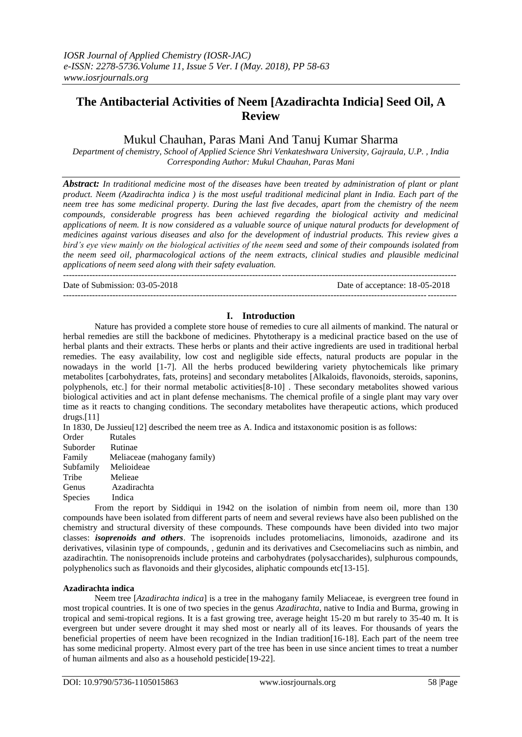# The Antibacterial Activities of Neem [Azadirachta Indicia] Seed Oil, A Review

## Mukul Chauhan, Paras Mani And Tanuj Kumar Sharma

*Department of chemistry, School of Applied Science Shri Venkateshwara University, Gajraula, U.P. , India*
*Corresponding Author: Mukul Chauhan, Paras Mani*

***Abstract:*** *In traditional medicine most of the diseases have been treated by administration of plant or plant product. Neem (Azadirachta indica ) is the most useful traditional medicinal plant in India. Each part of the neem tree has some medicinal property. During the last five decades, apart from the chemistry of the neem compounds, considerable progress has been achieved regarding the biological activity and medicinal applications of neem. It is now considered as a valuable source of unique natural products for development of medicines against various diseases and also for the development of industrial products. This review gives a bird's eye view mainly on the biological activities of the neem seed and some of their compounds isolated from the neem seed oil, pharmacological actions of the neem extracts, clinical studies and plausible medicinal applications of neem seed along with their safety evaluation.*

Date of Submission: 03-05-2018 Date of acceptance: 18-05-2018

## I. Introduction

Nature has provided a complete store house of remedies to cure all ailments of mankind. The natural or herbal remedies are still the backbone of medicines. Phytotherapy is a medicinal practice based on the use of herbal plants and their extracts. These herbs or plants and their active ingredients are used in traditional herbal remedies. The easy availability, low cost and negligible side effects, natural products are popular in the nowadays in the world [1-7]. All the herbs produced bewildering variety phytochemicals like primary metabolites [carbohydrates, fats, proteins] and secondary metabolites [Alkaloids, flavonoids, steroids, saponins, polyphenols, etc.] for their normal metabolic activities[8-10] . These secondary metabolites showed various biological activities and act in plant defense mechanisms. The chemical profile of a single plant may vary over time as it reacts to changing conditions. The secondary metabolites have therapeutic actions, which produced drugs.[11]

In 1830, De Jussieu[12] described the neem tree as A. Indica and itstaxonomic position is as follows:

| | |
|---|---|
| Order | Rutales |
| Suborder | Rutinae |
| Family | Meliaceae (mahogany family) |
| Subfamily | Melioideae |
| Tribe | Melieae |
| Genus | Azadirachta |
| Species | Indica |

From the report by Siddiqui in 1942 on the isolation of nimbin from neem oil, more than 130 compounds have been isolated from different parts of neem and several reviews have also been published on the chemistry and structural diversity of these compounds. These compounds have been divided into two major classes: ***isoprenoids and others***. The isoprenoids includes protomeliacins, limonoids, azadirone and its derivatives, vilasinin type of compounds, , gedunin and its derivatives and Csecomeliacins such as nimbin, and azadirachtin. The nonisoprenoids include proteins and carbohydrates (polysaccharides), sulphurous compounds, polyphenolics such as flavonoids and their glycosides, aliphatic compounds etc[13-15].

### Azadirachta indica

Neem tree [*Azadirachta indica*] is a tree in the mahogany family Meliaceae, is evergreen tree found in most tropical countries. It is one of two species in the genus *Azadirachta*, native to India and Burma, growing in tropical and semi-tropical regions. It is a fast growing tree, average height 15-20 m but rarely to 35-40 m. It is evergreen but under severe drought it may shed most or nearly all of its leaves. For thousands of years the beneficial properties of neem have been recognized in the Indian tradition[16-18]. Each part of the neem tree has some medicinal property. Almost every part of the tree has been in use since ancient times to treat a number of human ailments and also as a household pesticide[19-22].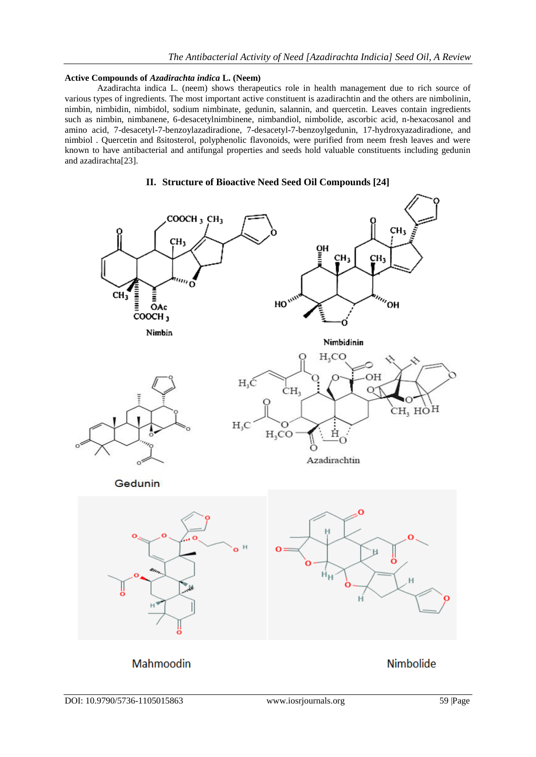## Active Compounds of *Azadirachta indica* L. (Neem)

Azadirachta indica L. (neem) shows therapeutics role in health management due to rich source of various types of ingredients. The most important active constituent is azadirachtin and the others are nimbolinin, nimbin, nimbidin, nimbidol, sodium nimbinate, gedunin, salannin, and quercetin. Leaves contain ingredients such as nimbin, nimbanene, 6-desacetylnimbinene, nimbandiol, nimbolide, ascorbic acid, n-hexacosanol and amino acid, 7-desacetyl-7-benzoylazadiradione, 7-desacetyl-7-benzoylgedunin, 17-hydroxyazadiradione, and nimbiol . Quercetin and ßsitosterol, polyphenolic flavonoids, were purified from neem fresh leaves and were known to have antibacterial and antifungal properties and seeds hold valuable constituents including gedunin and azadirachta[23].

## II. Structure of Bioactive Need Seed Oil Compounds [24]

Nimbin

Nimbidinin

Gedunin

Azadirachtin

Mahmoodin

Nimbolide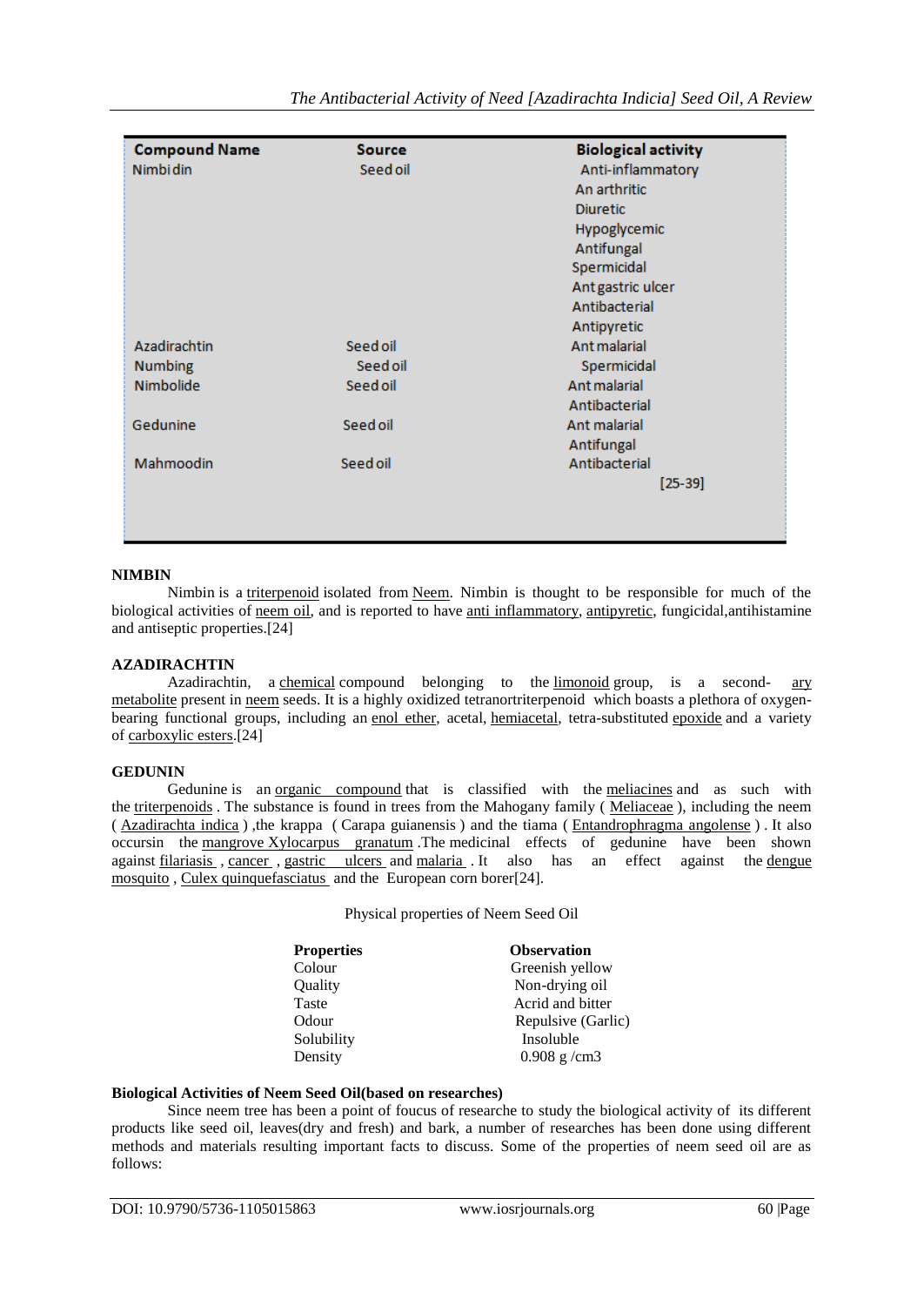| Compound Name | Source | Biological activity |
|---|---|---|
| Nimbidin | Seed oil | Anti-inflammatory |
| | | An arthritic |
| | | Diuretic |
| | | Hypoglycemic |
| | | Antifungal |
| | | Spermicidal |
| | | Ant gastric ulcer |
| | | Antibacterial |
| | | Antipyretic |
| Azadirachtin | Seed oil | Ant malarial |
| Numbing | Seed oil | Spermicidal |
| Nimbolide | Seed oil | Ant malarial |
| | | Antibacterial |
| Gedunine | Seed oil | Ant malarial |
| | | Antifungal |
| Mahmoodin | Seed oil | Antibacterial |
| | | [25-39] |

**NIMBIN**

Nimbin is a triterpenoid isolated from Neem. Nimbin is thought to be responsible for much of the biological activities of neem oil, and is reported to have anti inflammatory, antipyretic, fungicidal,antihistamine and antiseptic properties.[24]

**AZADIRACHTIN**

Azadirachtin, a chemical compound belonging to the limonoid group, is a second- ary metabolite present in neem seeds. It is a highly oxidized tetranortriterpenoid which boasts a plethora of oxygen-bearing functional groups, including an enol ether, acetal, hemiacetal, tetra-substituted epoxide and a variety of carboxylic esters.[24]

**GEDUNIN**

Gedunine is an organic compound that is classified with the meliacines and as such with the triterpenoids . The substance is found in trees from the Mahogany family ( Meliaceae ), including the neem ( Azadirachta indica ) ,the krappa ( Carapa guianensis ) and the tiama ( Entandrophragma angolense ) . It also occursin the mangrove Xylocarpus granatum .The medicinal effects of gedunine have been shown against filariasis , cancer , gastric ulcers and malaria . It also has an effect against the dengue mosquito , Culex quinquefasciatus and the European corn borer[24].

Physical properties of Neem Seed Oil

| Properties | Observation |
|---|---|
| Colour | Greenish yellow |
| Quality | Non-drying oil |
| Taste | Acrid and bitter |
| Odour | Repulsive (Garlic) |
| Solubility | Insoluble |
| Density | 0.908 g /cm3 |

**Biological Activities of Neem Seed Oil(based on researches)**

Since neem tree has been a point of foucus of researche to study the biological activity of its different products like seed oil, leaves(dry and fresh) and bark, a number of researches has been done using different methods and materials resulting important facts to discuss. Some of the properties of neem seed oil are as follows: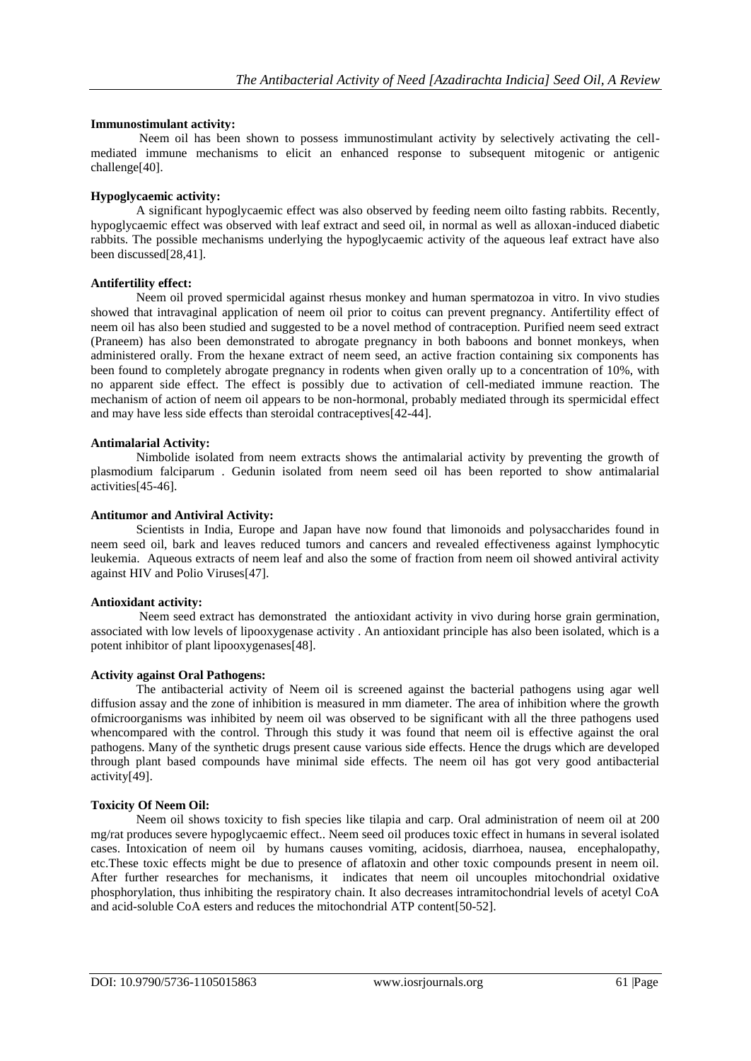**Immunostimulant activity:**

Neem oil has been shown to possess immunostimulant activity by selectively activating the cell-mediated immune mechanisms to elicit an enhanced response to subsequent mitogenic or antigenic challenge[40].

**Hypoglycaemic activity:**

A significant hypoglycaemic effect was also observed by feeding neem oilto fasting rabbits. Recently, hypoglycaemic effect was observed with leaf extract and seed oil, in normal as well as alloxan-induced diabetic rabbits. The possible mechanisms underlying the hypoglycaemic activity of the aqueous leaf extract have also been discussed[28,41].

**Antifertility effect:**

Neem oil proved spermicidal against rhesus monkey and human spermatozoa in vitro. In vivo studies showed that intravaginal application of neem oil prior to coitus can prevent pregnancy. Antifertility effect of neem oil has also been studied and suggested to be a novel method of contraception. Purified neem seed extract (Praneem) has also been demonstrated to abrogate pregnancy in both baboons and bonnet monkeys, when administered orally. From the hexane extract of neem seed, an active fraction containing six components has been found to completely abrogate pregnancy in rodents when given orally up to a concentration of 10%, with no apparent side effect. The effect is possibly due to activation of cell-mediated immune reaction. The mechanism of action of neem oil appears to be non-hormonal, probably mediated through its spermicidal effect and may have less side effects than steroidal contraceptives[42-44].

**Antimalarial Activity:**

Nimbolide isolated from neem extracts shows the antimalarial activity by preventing the growth of plasmodium falciparum . Gedunin isolated from neem seed oil has been reported to show antimalarial activities[45-46].

**Antitumor and Antiviral Activity:**

Scientists in India, Europe and Japan have now found that limonoids and polysaccharides found in neem seed oil, bark and leaves reduced tumors and cancers and revealed effectiveness against lymphocytic leukemia. Aqueous extracts of neem leaf and also the some of fraction from neem oil showed antiviral activity against HIV and Polio Viruses[47].

**Antioxidant activity:**

Neem seed extract has demonstrated the antioxidant activity in vivo during horse grain germination, associated with low levels of lipooxygenase activity . An antioxidant principle has also been isolated, which is a potent inhibitor of plant lipooxygenases[48].

**Activity against Oral Pathogens:**

The antibacterial activity of Neem oil is screened against the bacterial pathogens using agar well diffusion assay and the zone of inhibition is measured in mm diameter. The area of inhibition where the growth ofmicroorganisms was inhibited by neem oil was observed to be significant with all the three pathogens used whencompared with the control. Through this study it was found that neem oil is effective against the oral pathogens. Many of the synthetic drugs present cause various side effects. Hence the drugs which are developed through plant based compounds have minimal side effects. The neem oil has got very good antibacterial activity[49].

**Toxicity Of Neem Oil:**

Neem oil shows toxicity to fish species like tilapia and carp. Oral administration of neem oil at 200 mg/rat produces severe hypoglycaemic effect.. Neem seed oil produces toxic effect in humans in several isolated cases. Intoxication of neem oil by humans causes vomiting, acidosis, diarrhoea, nausea, encephalopathy, etc.These toxic effects might be due to presence of aflatoxin and other toxic compounds present in neem oil. After further researches for mechanisms, it indicates that neem oil uncouples mitochondrial oxidative phosphorylation, thus inhibiting the respiratory chain. It also decreases intramitochondrial levels of acetyl CoA and acid-soluble CoA esters and reduces the mitochondrial ATP content[50-52].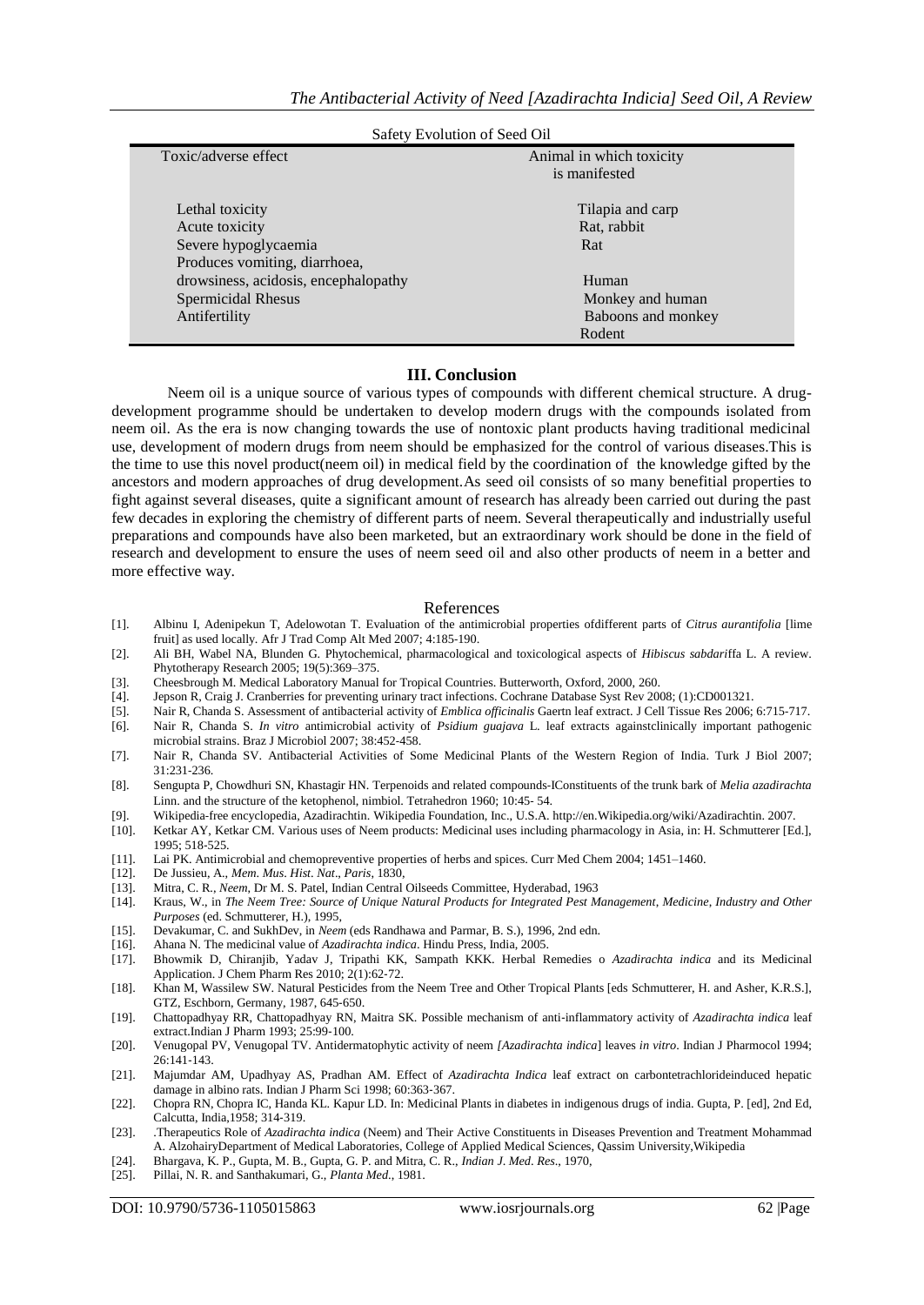Safety Evolution of Seed Oil

| Toxic/adverse effect | Animal in which toxicity is manifested |
|---|---|
| Lethal toxicity | Tilapia and carp |
| Acute toxicity | Rat, rabbit |
| Severe hypoglycaemia | Rat |
| Produces vomiting, diarrhoea, drowsiness, acidosis, encephalopathy | Human |
| Spermicidal Rhesus | Monkey and human |
| Antifertility | Baboons and monkey Rodent |

## III. Conclusion

Neem oil is a unique source of various types of compounds with different chemical structure. A drug-development programme should be undertaken to develop modern drugs with the compounds isolated from neem oil. As the era is now changing towards the use of nontoxic plant products having traditional medicinal use, development of modern drugs from neem should be emphasized for the control of various diseases.This is the time to use this novel product(neem oil) in medical field by the coordination of the knowledge gifted by the ancestors and modern approaches of drug development.As seed oil consists of so many benefitial properties to fight against several diseases, quite a significant amount of research has already been carried out during the past few decades in exploring the chemistry of different parts of neem. Several therapeutically and industrially useful preparations and compounds have also been marketed, but an extraordinary work should be done in the field of research and development to ensure the uses of neem seed oil and also other products of neem in a better and more effective way.

## References

[1]. Albinu I, Adenipekun T, Adelowotan T. Evaluation of the antimicrobial properties ofdifferent parts of *Citrus aurantifolia* [lime fruit] as used locally. Afr J Trad Comp Alt Med 2007; 4:185-190.

[2]. Ali BH, Wabel NA, Blunden G. Phytochemical, pharmacological and toxicological aspects of *Hibiscus sabdari*ffa L. A review. Phytotherapy Research 2005; 19(5):369–375.

[3]. Cheesbrough M. Medical Laboratory Manual for Tropical Countries. Butterworth, Oxford, 2000, 260.

[4]. Jepson R, Craig J. Cranberries for preventing urinary tract infections. Cochrane Database Syst Rev 2008; (1):CD001321.

[5]. Nair R, Chanda S. Assessment of antibacterial activity of *Emblica officinalis* Gaertn leaf extract. J Cell Tissue Res 2006; 6:715-717.

[6]. Nair R, Chanda S. *In vitro* antimicrobial activity of *Psidium guajava* L. leaf extracts againstclinically important pathogenic microbial strains. Braz J Microbiol 2007; 38:452-458.

[7]. Nair R, Chanda SV. Antibacterial Activities of Some Medicinal Plants of the Western Region of India. Turk J Biol 2007; 31:231-236.

[8]. Sengupta P, Chowdhuri SN, Khastagir HN. Terpenoids and related compounds-IConstituents of the trunk bark of *Melia azadirachta* Linn. and the structure of the ketophenol, nimbiol. Tetrahedron 1960; 10:45- 54.

[9]. Wikipedia-free encyclopedia, Azadirachtin. Wikipedia Foundation, Inc., U.S.A. http://en.Wikipedia.org/wiki/Azadirachtin. 2007.

[10]. Ketkar AY, Ketkar CM. Various uses of Neem products: Medicinal uses including pharmacology in Asia, in: H. Schmutterer [Ed.], 1995; 518-525.

[11]. Lai PK. Antimicrobial and chemopreventive properties of herbs and spices. Curr Med Chem 2004; 1451–1460.

[12]. De Jussieu, A., *Mem. Mus. Hist. Nat., Paris*, 1830,

[13]. Mitra, C. R., *Neem*, Dr M. S. Patel, Indian Central Oilseeds Committee, Hyderabad, 1963

[14]. Kraus, W., in *The Neem Tree: Source of Unique Natural Products for Integrated Pest Management, Medicine, Industry and Other Purposes* (ed. Schmutterer, H.), 1995,

[15]. Devakumar, C. and SukhDev, in *Neem* (eds Randhawa and Parmar, B. S.), 1996, 2nd edn.

[16]. Ahana N. The medicinal value of *Azadirachta indica*. Hindu Press, India, 2005.

[17]. Bhowmik D, Chiranjib, Yadav J, Tripathi KK, Sampath KKK. Herbal Remedies o *Azadirachta indica* and its Medicinal Application. J Chem Pharm Res 2010; 2(1):62-72.

[18]. Khan M, Wassilew SW. Natural Pesticides from the Neem Tree and Other Tropical Plants [eds Schmutterer, H. and Asher, K.R.S.], GTZ, Eschborn, Germany, 1987, 645-650.

[19]. Chattopadhyay RR, Chattopadhyay RN, Maitra SK. Possible mechanism of anti-inflammatory activity of *Azadirachta indica* leaf extract.Indian J Pharm 1993; 25:99-100.

[20]. Venugopal PV, Venugopal TV. Antidermatophytic activity of neem *[Azadirachta indica*] leaves *in vitro*. Indian J Pharmocol 1994; 26:141-143.

[21]. Majumdar AM, Upadhyay AS, Pradhan AM. Effect of *Azadirachta Indica* leaf extract on carbontetrachlorideinduced hepatic damage in albino rats. Indian J Pharm Sci 1998; 60:363-367.

[22]. Chopra RN, Chopra IC, Handa KL. Kapur LD. In: Medicinal Plants in diabetes in indigenous drugs of india. Gupta, P. [ed], 2nd Ed, Calcutta, India,1958; 314-319.

[23]. .Therapeutics Role of *Azadirachta indica* (Neem) and Their Active Constituents in Diseases Prevention and Treatment Mohammad A. AlzohairyDepartment of Medical Laboratories, College of Applied Medical Sciences, Qassim University,Wikipedia

[24]. Bhargava, K. P., Gupta, M. B., Gupta, G. P. and Mitra, C. R., *Indian J. Med. Res*., 1970,

[25]. Pillai, N. R. and Santhakumari, G., *Planta Med*., 1981.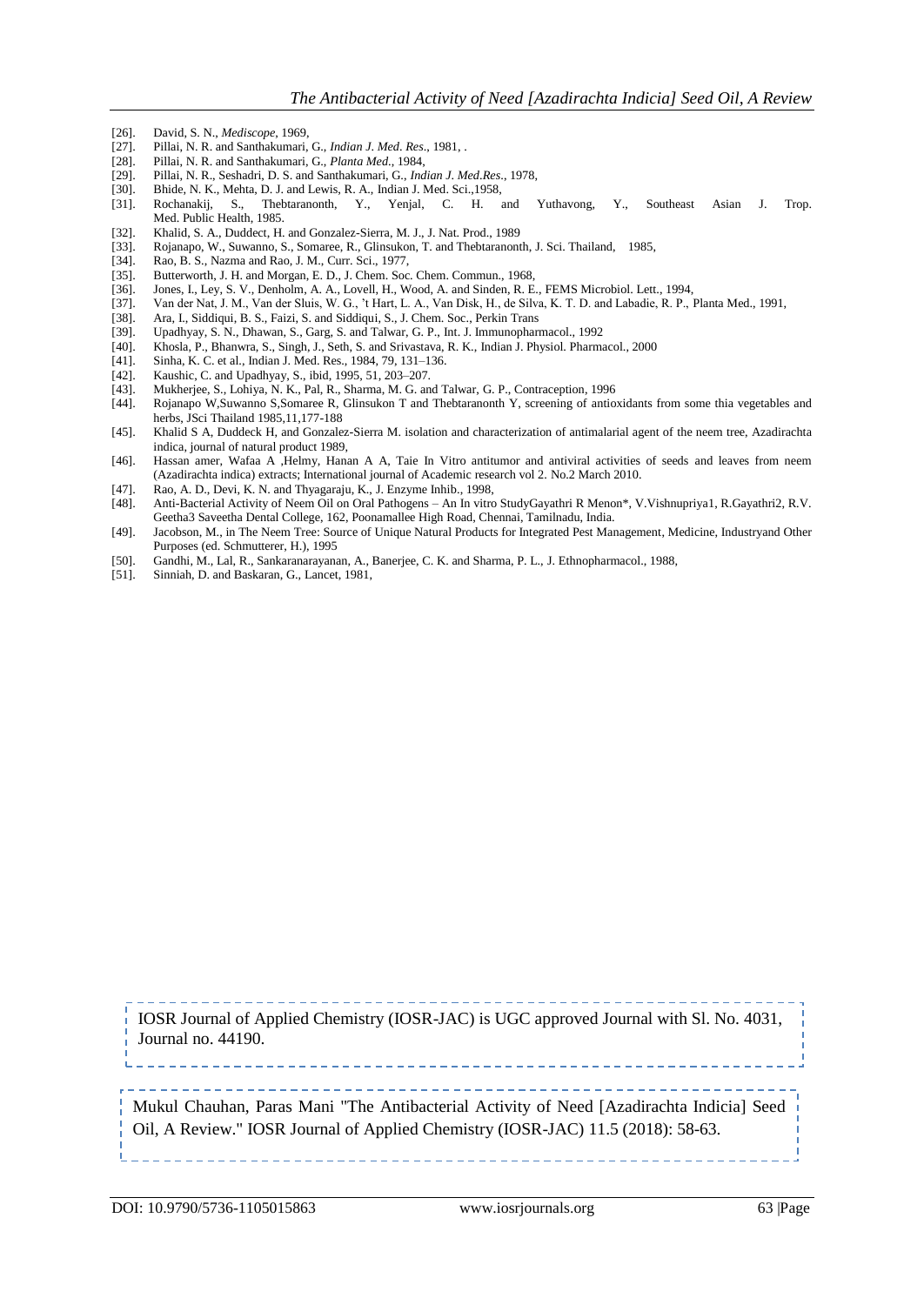[26]. David, S. N., *Mediscope*, 1969,
[27]. Pillai, N. R. and Santhakumari, G., *Indian J. Med. Res*., 1981, .
[28]. Pillai, N. R. and Santhakumari, G., *Planta Med*., 1984,
[29]. Pillai, N. R., Seshadri, D. S. and Santhakumari, G., *Indian J. Med.Res*., 1978,
[30]. Bhide, N. K., Mehta, D. J. and Lewis, R. A., Indian J. Med. Sci.,1958,
[31]. Rochanakij, S., Thebtaranonth, Y., Yenjal, C. H. and Yuthavong, Y., Southeast Asian J. Trop. Med. Public Health, 1985.
[32]. Khalid, S. A., Duddect, H. and Gonzalez-Sierra, M. J., J. Nat. Prod., 1989
[33]. Rojanapo, W., Suwanno, S., Somaree, R., Glinsukon, T. and Thebtaranonth, J. Sci. Thailand, 1985,
[34]. Rao, B. S., Nazma and Rao, J. M., Curr. Sci., 1977,
[35]. Butterworth, J. H. and Morgan, E. D., J. Chem. Soc. Chem. Commun., 1968,
[36]. Jones, I., Ley, S. V., Denholm, A. A., Lovell, H., Wood, A. and Sinden, R. E., FEMS Microbiol. Lett., 1994,
[37]. Van der Nat, J. M., Van der Sluis, W. G., 't Hart, L. A., Van Disk, H., de Silva, K. T. D. and Labadie, R. P., Planta Med., 1991,
[38]. Ara, I., Siddiqui, B. S., Faizi, S. and Siddiqui, S., J. Chem. Soc., Perkin Trans
[39]. Upadhyay, S. N., Dhawan, S., Garg, S. and Talwar, G. P., Int. J. Immunopharmacol., 1992
[40]. Khosla, P., Bhanwra, S., Singh, J., Seth, S. and Srivastava, R. K., Indian J. Physiol. Pharmacol., 2000
[41]. Sinha, K. C. et al., Indian J. Med. Res., 1984, 79, 131–136.
[42]. Kaushic, C. and Upadhyay, S., ibid, 1995, 51, 203–207.
[43]. Mukherjee, S., Lohiya, N. K., Pal, R., Sharma, M. G. and Talwar, G. P., Contraception, 1996
[44]. Rojanapo W,Suwanno S,Somaree R, Glinsukon T and Thebtaranonth Y, screening of antioxidants from some thia vegetables and herbs, JSci Thailand 1985,11,177-188
[45]. Khalid S A, Duddeck H, and Gonzalez-Sierra M. isolation and characterization of antimalarial agent of the neem tree, Azadirachta indica, journal of natural product 1989,
[46]. Hassan amer, Wafaa A ,Helmy, Hanan A A, Taie In Vitro antitumor and antiviral activities of seeds and leaves from neem (Azadirachta indica) extracts; International journal of Academic research vol 2. No.2 March 2010.
[47]. Rao, A. D., Devi, K. N. and Thyagaraju, K., J. Enzyme Inhib., 1998,
[48]. Anti-Bacterial Activity of Neem Oil on Oral Pathogens – An In vitro StudyGayathri R Menon*, V.Vishnupriya1, R.Gayathri2, R.V. Geetha3 Saveetha Dental College, 162, Poonamallee High Road, Chennai, Tamilnadu, India.
[49]. Jacobson, M., in The Neem Tree: Source of Unique Natural Products for Integrated Pest Management, Medicine, Industryand Other Purposes (ed. Schmutterer, H.), 1995
[50]. Gandhi, M., Lal, R., Sankaranarayanan, A., Banerjee, C. K. and Sharma, P. L., J. Ethnopharmacol., 1988,
[51]. Sinniah, D. and Baskaran, G., Lancet, 1981,

IOSR Journal of Applied Chemistry (IOSR-JAC) is UGC approved Journal with Sl. No. 4031, Journal no. 44190.

Mukul Chauhan, Paras Mani "The Antibacterial Activity of Need [Azadirachta Indicia] Seed Oil, A Review." IOSR Journal of Applied Chemistry (IOSR-JAC) 11.5 (2018): 58-63.